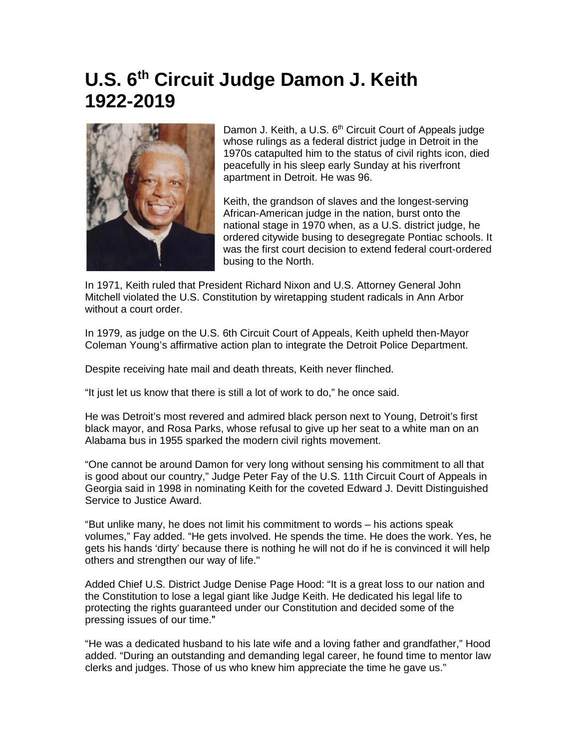# U.S. 6th Circuit Judge Damon J. Keith 1922-2019

Damon J. Keith, a U.S. 6th Circuit Court of Appeals judge whose rulings as a federal district judge in Detroit in the 1970s catapulted him to the status of civil rights icon, died peacefully in his sleep early Sunday at his riverfront apartment in Detroit. He was 96.

Keith, the grandson of slaves and the longest-serving African-American judge in the nation, burst onto the national stage in 1970 when, as a U.S. district judge, he ordered citywide busing to desegregate Pontiac schools. It was the first court decision to extend federal court-ordered busing to the North.

In 1971, Keith ruled that President Richard Nixon and U.S. Attorney General John Mitchell violated the U.S. Constitution by wiretapping student radicals in Ann Arbor without a court order.

In 1979, as judge on the U.S. 6th Circuit Court of Appeals, Keith upheld then-Mayor Coleman Young's affirmative action plan to integrate the Detroit Police Department.

Despite receiving hate mail and death threats, Keith never flinched.

"It just let us know that there is still a lot of work to do," he once said.

He was Detroit's most revered and admired black person next to Young, Detroit's first black mayor, and Rosa Parks, whose refusal to give up her seat to a white man on an Alabama bus in 1955 sparked the modern civil rights movement.

"One cannot be around Damon for very long without sensing his commitment to all that is good about our country," Judge Peter Fay of the U.S. 11th Circuit Court of Appeals in Georgia said in 1998 in nominating Keith for the coveted Edward J. Devitt Distinguished Service to Justice Award.

"But unlike many, he does not limit his commitment to words – his actions speak volumes," Fay added. "He gets involved. He spends the time. He does the work. Yes, he gets his hands 'dirty' because there is nothing he will not do if he is convinced it will help others and strengthen our way of life."

Added Chief U.S. District Judge Denise Page Hood: "It is a great loss to our nation and the Constitution to lose a legal giant like Judge Keith. He dedicated his legal life to protecting the rights guaranteed under our Constitution and decided some of the pressing issues of our time."

"He was a dedicated husband to his late wife and a loving father and grandfather," Hood added. "During an outstanding and demanding legal career, he found time to mentor law clerks and judges. Those of us who knew him appreciate the time he gave us."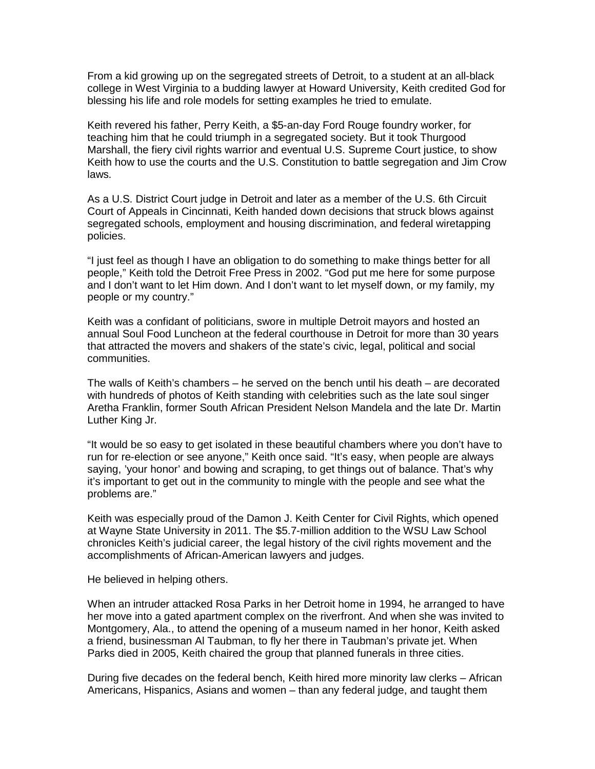From a kid growing up on the segregated streets of Detroit, to a student at an all-black college in West Virginia to a budding lawyer at Howard University, Keith credited God for blessing his life and role models for setting examples he tried to emulate.

Keith revered his father, Perry Keith, a $5-an-day Ford Rouge foundry worker, for teaching him that he could triumph in a segregated society. But it took Thurgood Marshall, the fiery civil rights warrior and eventual U.S. Supreme Court justice, to show Keith how to use the courts and the U.S. Constitution to battle segregation and Jim Crow laws.

As a U.S. District Court judge in Detroit and later as a member of the U.S. 6th Circuit Court of Appeals in Cincinnati, Keith handed down decisions that struck blows against segregated schools, employment and housing discrimination, and federal wiretapping policies.

"I just feel as though I have an obligation to do something to make things better for all people," Keith told the Detroit Free Press in 2002. "God put me here for some purpose and I don't want to let Him down. And I don't want to let myself down, or my family, my people or my country."

Keith was a confidant of politicians, swore in multiple Detroit mayors and hosted an annual Soul Food Luncheon at the federal courthouse in Detroit for more than 30 years that attracted the movers and shakers of the state's civic, legal, political and social communities.

The walls of Keith's chambers – he served on the bench until his death – are decorated with hundreds of photos of Keith standing with celebrities such as the late soul singer Aretha Franklin, former South African President Nelson Mandela and the late Dr. Martin Luther King Jr.

"It would be so easy to get isolated in these beautiful chambers where you don't have to run for re-election or see anyone," Keith once said. "It's easy, when people are always saying, 'your honor' and bowing and scraping, to get things out of balance. That's why it's important to get out in the community to mingle with the people and see what the problems are."

Keith was especially proud of the Damon J. Keith Center for Civil Rights, which opened at Wayne State University in 2011. The $5.7-million addition to the WSU Law School chronicles Keith's judicial career, the legal history of the civil rights movement and the accomplishments of African-American lawyers and judges.

He believed in helping others.

When an intruder attacked Rosa Parks in her Detroit home in 1994, he arranged to have her move into a gated apartment complex on the riverfront. And when she was invited to Montgomery, Ala., to attend the opening of a museum named in her honor, Keith asked a friend, businessman Al Taubman, to fly her there in Taubman's private jet. When Parks died in 2005, Keith chaired the group that planned funerals in three cities.

During five decades on the federal bench, Keith hired more minority law clerks – African Americans, Hispanics, Asians and women – than any federal judge, and taught them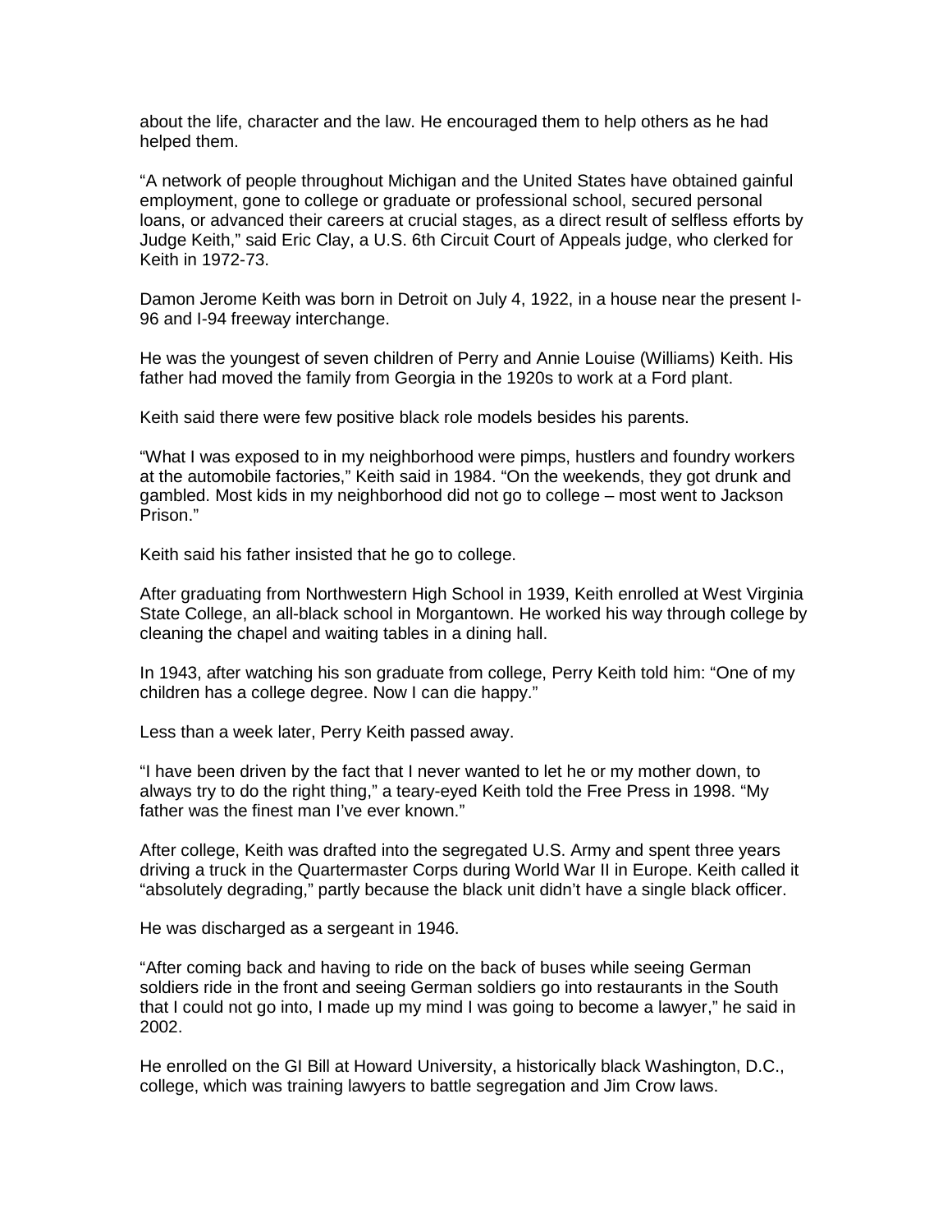about the life, character and the law. He encouraged them to help others as he had helped them.

"A network of people throughout Michigan and the United States have obtained gainful employment, gone to college or graduate or professional school, secured personal loans, or advanced their careers at crucial stages, as a direct result of selfless efforts by Judge Keith," said Eric Clay, a U.S. 6th Circuit Court of Appeals judge, who clerked for Keith in 1972-73.

Damon Jerome Keith was born in Detroit on July 4, 1922, in a house near the present I-96 and I-94 freeway interchange.

He was the youngest of seven children of Perry and Annie Louise (Williams) Keith. His father had moved the family from Georgia in the 1920s to work at a Ford plant.

Keith said there were few positive black role models besides his parents.

"What I was exposed to in my neighborhood were pimps, hustlers and foundry workers at the automobile factories," Keith said in 1984. "On the weekends, they got drunk and gambled. Most kids in my neighborhood did not go to college – most went to Jackson Prison."

Keith said his father insisted that he go to college.

After graduating from Northwestern High School in 1939, Keith enrolled at West Virginia State College, an all-black school in Morgantown. He worked his way through college by cleaning the chapel and waiting tables in a dining hall.

In 1943, after watching his son graduate from college, Perry Keith told him: "One of my children has a college degree. Now I can die happy."

Less than a week later, Perry Keith passed away.

"I have been driven by the fact that I never wanted to let he or my mother down, to always try to do the right thing," a teary-eyed Keith told the Free Press in 1998. "My father was the finest man I've ever known."

After college, Keith was drafted into the segregated U.S. Army and spent three years driving a truck in the Quartermaster Corps during World War II in Europe. Keith called it "absolutely degrading," partly because the black unit didn't have a single black officer.

He was discharged as a sergeant in 1946.

"After coming back and having to ride on the back of buses while seeing German soldiers ride in the front and seeing German soldiers go into restaurants in the South that I could not go into, I made up my mind I was going to become a lawyer," he said in 2002.

He enrolled on the GI Bill at Howard University, a historically black Washington, D.C., college, which was training lawyers to battle segregation and Jim Crow laws.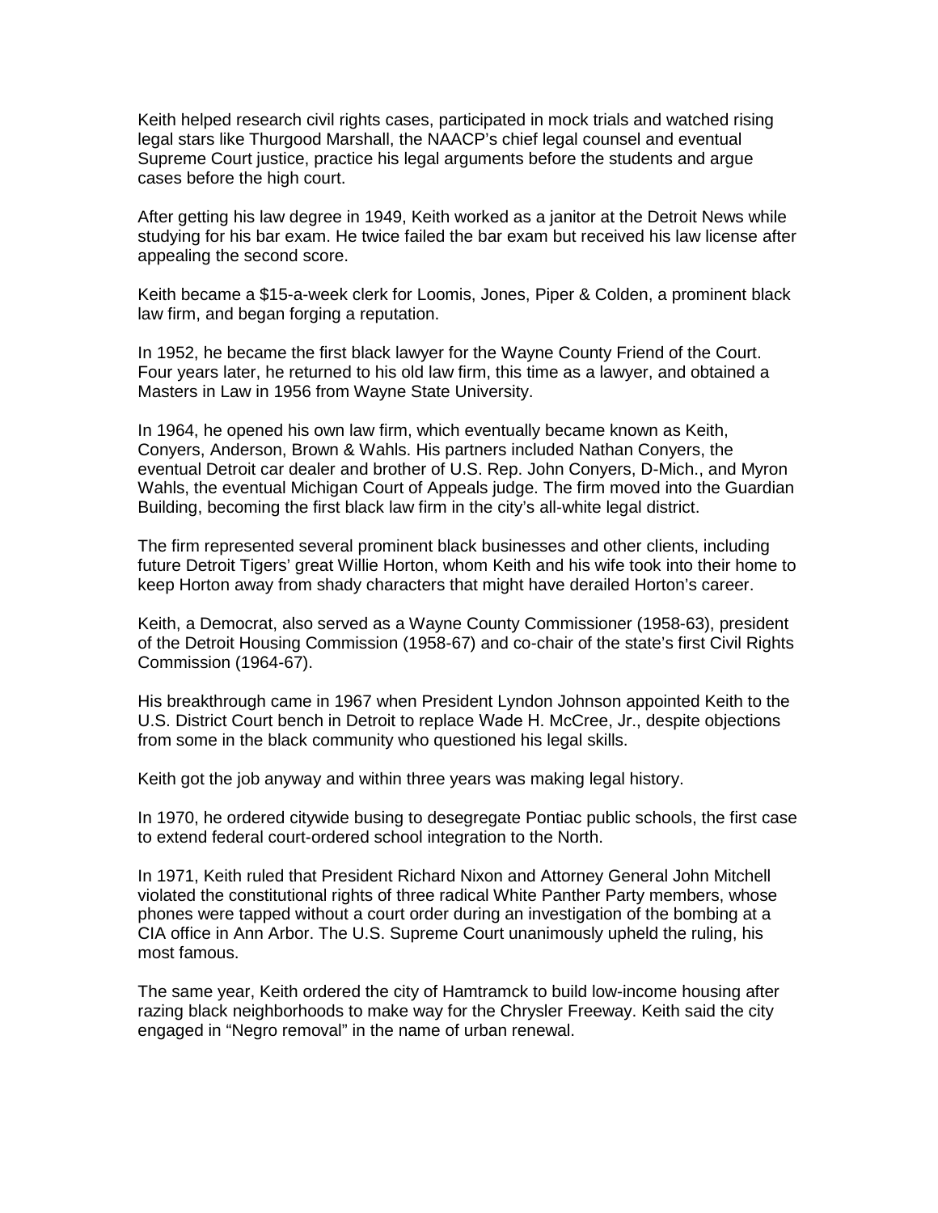Keith helped research civil rights cases, participated in mock trials and watched rising legal stars like Thurgood Marshall, the NAACP's chief legal counsel and eventual Supreme Court justice, practice his legal arguments before the students and argue cases before the high court.

After getting his law degree in 1949, Keith worked as a janitor at the Detroit News while studying for his bar exam. He twice failed the bar exam but received his law license after appealing the second score.

Keith became a $15-a-week clerk for Loomis, Jones, Piper & Colden, a prominent black law firm, and began forging a reputation.

In 1952, he became the first black lawyer for the Wayne County Friend of the Court. Four years later, he returned to his old law firm, this time as a lawyer, and obtained a Masters in Law in 1956 from Wayne State University.

In 1964, he opened his own law firm, which eventually became known as Keith, Conyers, Anderson, Brown & Wahls. His partners included Nathan Conyers, the eventual Detroit car dealer and brother of U.S. Rep. John Conyers, D-Mich., and Myron Wahls, the eventual Michigan Court of Appeals judge. The firm moved into the Guardian Building, becoming the first black law firm in the city's all-white legal district.

The firm represented several prominent black businesses and other clients, including future Detroit Tigers' great Willie Horton, whom Keith and his wife took into their home to keep Horton away from shady characters that might have derailed Horton's career.

Keith, a Democrat, also served as a Wayne County Commissioner (1958-63), president of the Detroit Housing Commission (1958-67) and co-chair of the state's first Civil Rights Commission (1964-67).

His breakthrough came in 1967 when President Lyndon Johnson appointed Keith to the U.S. District Court bench in Detroit to replace Wade H. McCree, Jr., despite objections from some in the black community who questioned his legal skills.

Keith got the job anyway and within three years was making legal history.

In 1970, he ordered citywide busing to desegregate Pontiac public schools, the first case to extend federal court-ordered school integration to the North.

In 1971, Keith ruled that President Richard Nixon and Attorney General John Mitchell violated the constitutional rights of three radical White Panther Party members, whose phones were tapped without a court order during an investigation of the bombing at a CIA office in Ann Arbor. The U.S. Supreme Court unanimously upheld the ruling, his most famous.

The same year, Keith ordered the city of Hamtramck to build low-income housing after razing black neighborhoods to make way for the Chrysler Freeway. Keith said the city engaged in "Negro removal" in the name of urban renewal.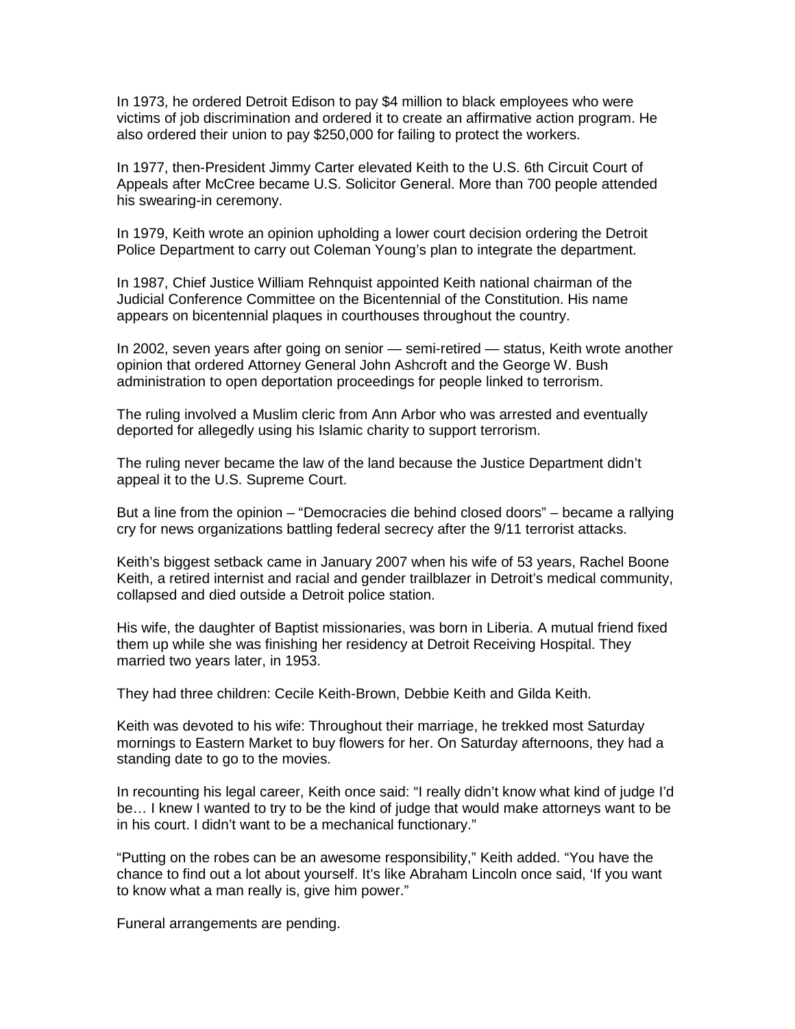In 1973, he ordered Detroit Edison to pay $4 million to black employees who were victims of job discrimination and ordered it to create an affirmative action program. He also ordered their union to pay $250,000 for failing to protect the workers.

In 1977, then-President Jimmy Carter elevated Keith to the U.S. 6th Circuit Court of Appeals after McCree became U.S. Solicitor General. More than 700 people attended his swearing-in ceremony.

In 1979, Keith wrote an opinion upholding a lower court decision ordering the Detroit Police Department to carry out Coleman Young's plan to integrate the department.

In 1987, Chief Justice William Rehnquist appointed Keith national chairman of the Judicial Conference Committee on the Bicentennial of the Constitution. His name appears on bicentennial plaques in courthouses throughout the country.

In 2002, seven years after going on senior — semi-retired — status, Keith wrote another opinion that ordered Attorney General John Ashcroft and the George W. Bush administration to open deportation proceedings for people linked to terrorism.

The ruling involved a Muslim cleric from Ann Arbor who was arrested and eventually deported for allegedly using his Islamic charity to support terrorism.

The ruling never became the law of the land because the Justice Department didn't appeal it to the U.S. Supreme Court.

But a line from the opinion – "Democracies die behind closed doors" – became a rallying cry for news organizations battling federal secrecy after the 9/11 terrorist attacks.

Keith's biggest setback came in January 2007 when his wife of 53 years, Rachel Boone Keith, a retired internist and racial and gender trailblazer in Detroit's medical community, collapsed and died outside a Detroit police station.

His wife, the daughter of Baptist missionaries, was born in Liberia. A mutual friend fixed them up while she was finishing her residency at Detroit Receiving Hospital. They married two years later, in 1953.

They had three children: Cecile Keith-Brown, Debbie Keith and Gilda Keith.

Keith was devoted to his wife: Throughout their marriage, he trekked most Saturday mornings to Eastern Market to buy flowers for her. On Saturday afternoons, they had a standing date to go to the movies.

In recounting his legal career, Keith once said: "I really didn't know what kind of judge I'd be… I knew I wanted to try to be the kind of judge that would make attorneys want to be in his court. I didn't want to be a mechanical functionary."

"Putting on the robes can be an awesome responsibility," Keith added. "You have the chance to find out a lot about yourself. It's like Abraham Lincoln once said, 'If you want to know what a man really is, give him power."

Funeral arrangements are pending.